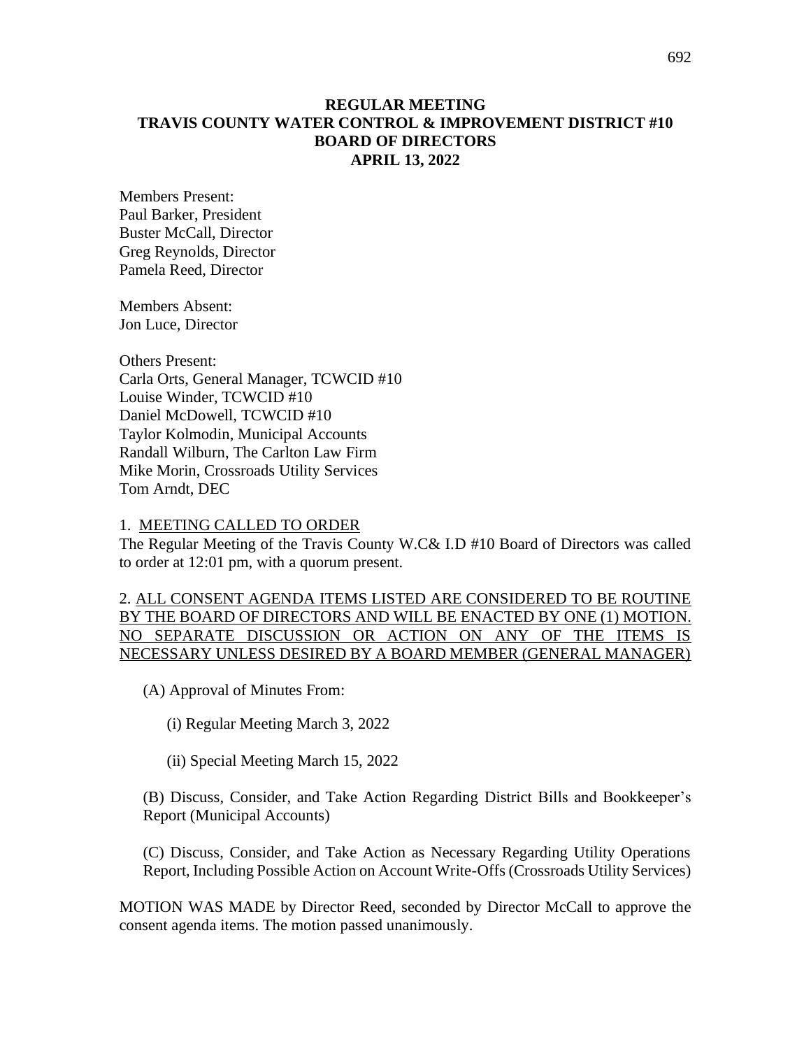# REGULAR MEETING
# TRAVIS COUNTY WATER CONTROL & IMPROVEMENT DISTRICT #10
# BOARD OF DIRECTORS
# APRIL 13, 2022

Members Present:
Paul Barker, President
Buster McCall, Director
Greg Reynolds, Director
Pamela Reed, Director

Members Absent:
Jon Luce, Director

Others Present:
Carla Orts, General Manager, TCWCID #10
Louise Winder, TCWCID #10
Daniel McDowell, TCWCID #10
Taylor Kolmodin, Municipal Accounts
Randall Wilburn, The Carlton Law Firm
Mike Morin, Crossroads Utility Services
Tom Arndt, DEC

1. MEETING CALLED TO ORDER

The Regular Meeting of the Travis County W.C& I.D #10 Board of Directors was called to order at 12:01 pm, with a quorum present.

2. ALL CONSENT AGENDA ITEMS LISTED ARE CONSIDERED TO BE ROUTINE BY THE BOARD OF DIRECTORS AND WILL BE ENACTED BY ONE (1) MOTION. NO SEPARATE DISCUSSION OR ACTION ON ANY OF THE ITEMS IS NECESSARY UNLESS DESIRED BY A BOARD MEMBER (GENERAL MANAGER)

(A) Approval of Minutes From:

(i) Regular Meeting March 3, 2022

(ii) Special Meeting March 15, 2022

(B) Discuss, Consider, and Take Action Regarding District Bills and Bookkeeper's Report (Municipal Accounts)

(C) Discuss, Consider, and Take Action as Necessary Regarding Utility Operations Report, Including Possible Action on Account Write-Offs (Crossroads Utility Services)

MOTION WAS MADE by Director Reed, seconded by Director McCall to approve the consent agenda items. The motion passed unanimously.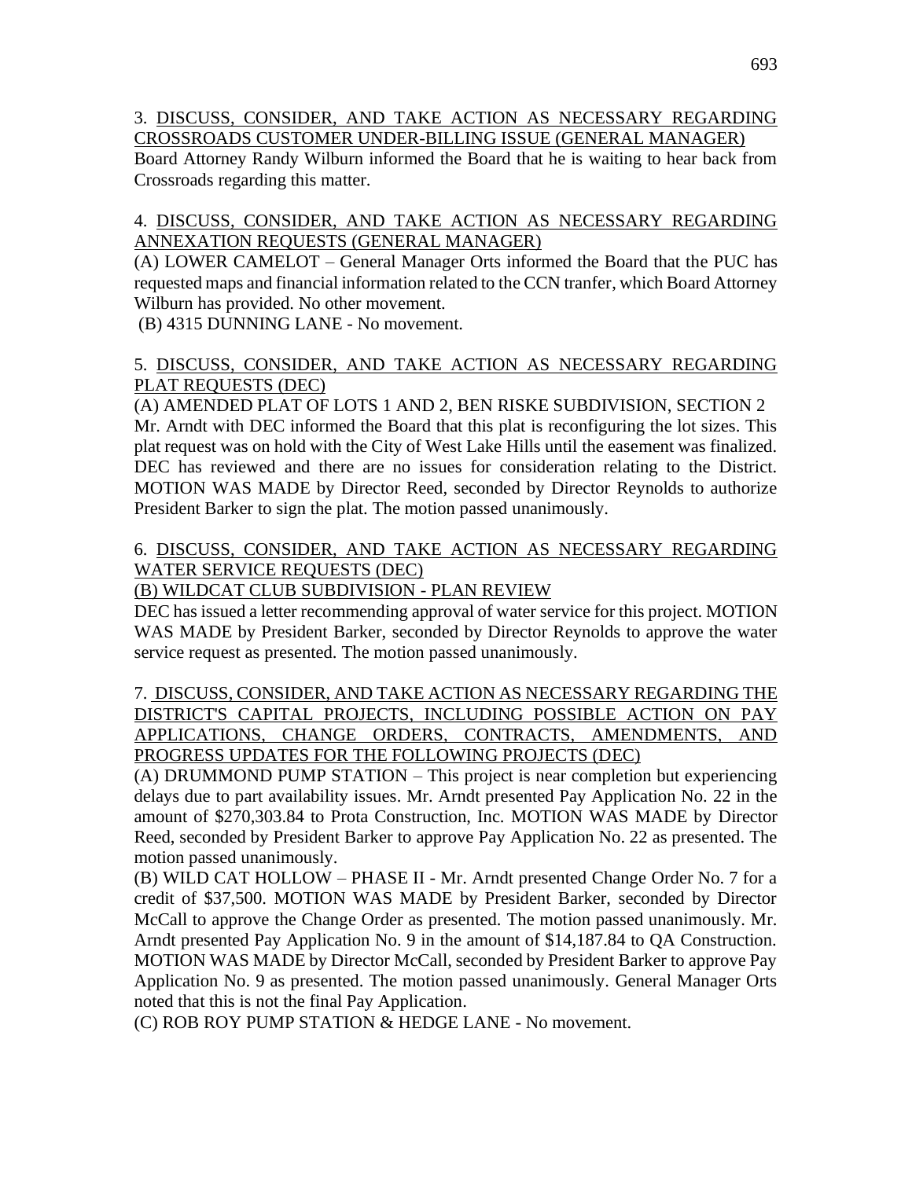3. <u>DISCUSS, CONSIDER, AND TAKE ACTION AS NECESSARY REGARDING CROSSROADS CUSTOMER UNDER-BILLING ISSUE (GENERAL MANAGER)</u>

Board Attorney Randy Wilburn informed the Board that he is waiting to hear back from Crossroads regarding this matter.

4. <u>DISCUSS, CONSIDER, AND TAKE ACTION AS NECESSARY REGARDING ANNEXATION REQUESTS (GENERAL MANAGER)</u>

(A) LOWER CAMELOT – General Manager Orts informed the Board that the PUC has requested maps and financial information related to the CCN tranfer, which Board Attorney Wilburn has provided. No other movement.

(B) 4315 DUNNING LANE - No movement.

5. <u>DISCUSS, CONSIDER, AND TAKE ACTION AS NECESSARY REGARDING PLAT REQUESTS (DEC)</u>

(A) AMENDED PLAT OF LOTS 1 AND 2, BEN RISKE SUBDIVISION, SECTION 2

Mr. Arndt with DEC informed the Board that this plat is reconfiguring the lot sizes. This plat request was on hold with the City of West Lake Hills until the easement was finalized. DEC has reviewed and there are no issues for consideration relating to the District. MOTION WAS MADE by Director Reed, seconded by Director Reynolds to authorize President Barker to sign the plat. The motion passed unanimously.

6. <u>DISCUSS, CONSIDER, AND TAKE ACTION AS NECESSARY REGARDING WATER SERVICE REQUESTS (DEC)</u>

<u>(B) WILDCAT CLUB SUBDIVISION - PLAN REVIEW</u>

DEC has issued a letter recommending approval of water service for this project. MOTION WAS MADE by President Barker, seconded by Director Reynolds to approve the water service request as presented. The motion passed unanimously.

7. <u>DISCUSS, CONSIDER, AND TAKE ACTION AS NECESSARY REGARDING THE DISTRICT'S CAPITAL PROJECTS, INCLUDING POSSIBLE ACTION ON PAY APPLICATIONS, CHANGE ORDERS, CONTRACTS, AMENDMENTS, AND PROGRESS UPDATES FOR THE FOLLOWING PROJECTS (DEC)</u>

(A) DRUMMOND PUMP STATION – This project is near completion but experiencing delays due to part availability issues. Mr. Arndt presented Pay Application No. 22 in the amount of $270,303.84 to Prota Construction, Inc. MOTION WAS MADE by Director Reed, seconded by President Barker to approve Pay Application No. 22 as presented. The motion passed unanimously.

(B) WILD CAT HOLLOW – PHASE II - Mr. Arndt presented Change Order No. 7 for a credit of $37,500. MOTION WAS MADE by President Barker, seconded by Director McCall to approve the Change Order as presented. The motion passed unanimously. Mr. Arndt presented Pay Application No. 9 in the amount of $14,187.84 to QA Construction. MOTION WAS MADE by Director McCall, seconded by President Barker to approve Pay Application No. 9 as presented. The motion passed unanimously. General Manager Orts noted that this is not the final Pay Application.

(C) ROB ROY PUMP STATION & HEDGE LANE - No movement.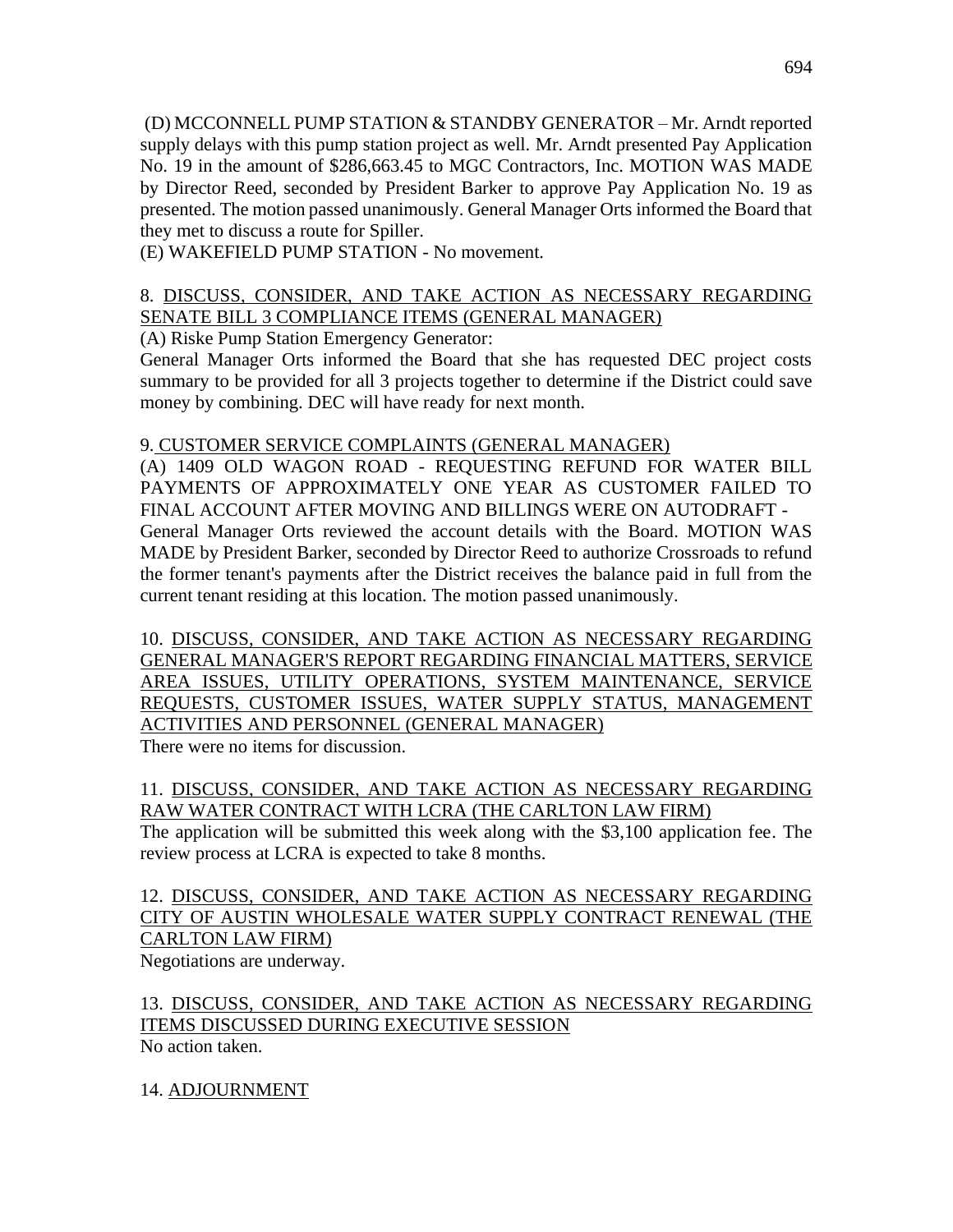(D) MCCONNELL PUMP STATION & STANDBY GENERATOR – Mr. Arndt reported supply delays with this pump station project as well. Mr. Arndt presented Pay Application No. 19 in the amount of $286,663.45 to MGC Contractors, Inc. MOTION WAS MADE by Director Reed, seconded by President Barker to approve Pay Application No. 19 as presented. The motion passed unanimously. General Manager Orts informed the Board that they met to discuss a route for Spiller.

(E) WAKEFIELD PUMP STATION - No movement.

8. <u>DISCUSS, CONSIDER, AND TAKE ACTION AS NECESSARY REGARDING SENATE BILL 3 COMPLIANCE ITEMS (GENERAL MANAGER)</u>

(A) Riske Pump Station Emergency Generator:

General Manager Orts informed the Board that she has requested DEC project costs summary to be provided for all 3 projects together to determine if the District could save money by combining. DEC will have ready for next month.

9. <u>CUSTOMER SERVICE COMPLAINTS (GENERAL MANAGER)</u>

(A) 1409 OLD WAGON ROAD - REQUESTING REFUND FOR WATER BILL PAYMENTS OF APPROXIMATELY ONE YEAR AS CUSTOMER FAILED TO FINAL ACCOUNT AFTER MOVING AND BILLINGS WERE ON AUTODRAFT -

General Manager Orts reviewed the account details with the Board. MOTION WAS MADE by President Barker, seconded by Director Reed to authorize Crossroads to refund the former tenant's payments after the District receives the balance paid in full from the current tenant residing at this location. The motion passed unanimously.

10. <u>DISCUSS, CONSIDER, AND TAKE ACTION AS NECESSARY REGARDING GENERAL MANAGER'S REPORT REGARDING FINANCIAL MATTERS, SERVICE AREA ISSUES, UTILITY OPERATIONS, SYSTEM MAINTENANCE, SERVICE REQUESTS, CUSTOMER ISSUES, WATER SUPPLY STATUS, MANAGEMENT ACTIVITIES AND PERSONNEL (GENERAL MANAGER)</u>

There were no items for discussion.

11. <u>DISCUSS, CONSIDER, AND TAKE ACTION AS NECESSARY REGARDING RAW WATER CONTRACT WITH LCRA (THE CARLTON LAW FIRM)</u>

The application will be submitted this week along with the $3,100 application fee. The review process at LCRA is expected to take 8 months.

12. <u>DISCUSS, CONSIDER, AND TAKE ACTION AS NECESSARY REGARDING CITY OF AUSTIN WHOLESALE WATER SUPPLY CONTRACT RENEWAL (THE CARLTON LAW FIRM)</u>

Negotiations are underway.

13. <u>DISCUSS, CONSIDER, AND TAKE ACTION AS NECESSARY REGARDING ITEMS DISCUSSED DURING EXECUTIVE SESSION</u>

No action taken.

14. <u>ADJOURNMENT</u>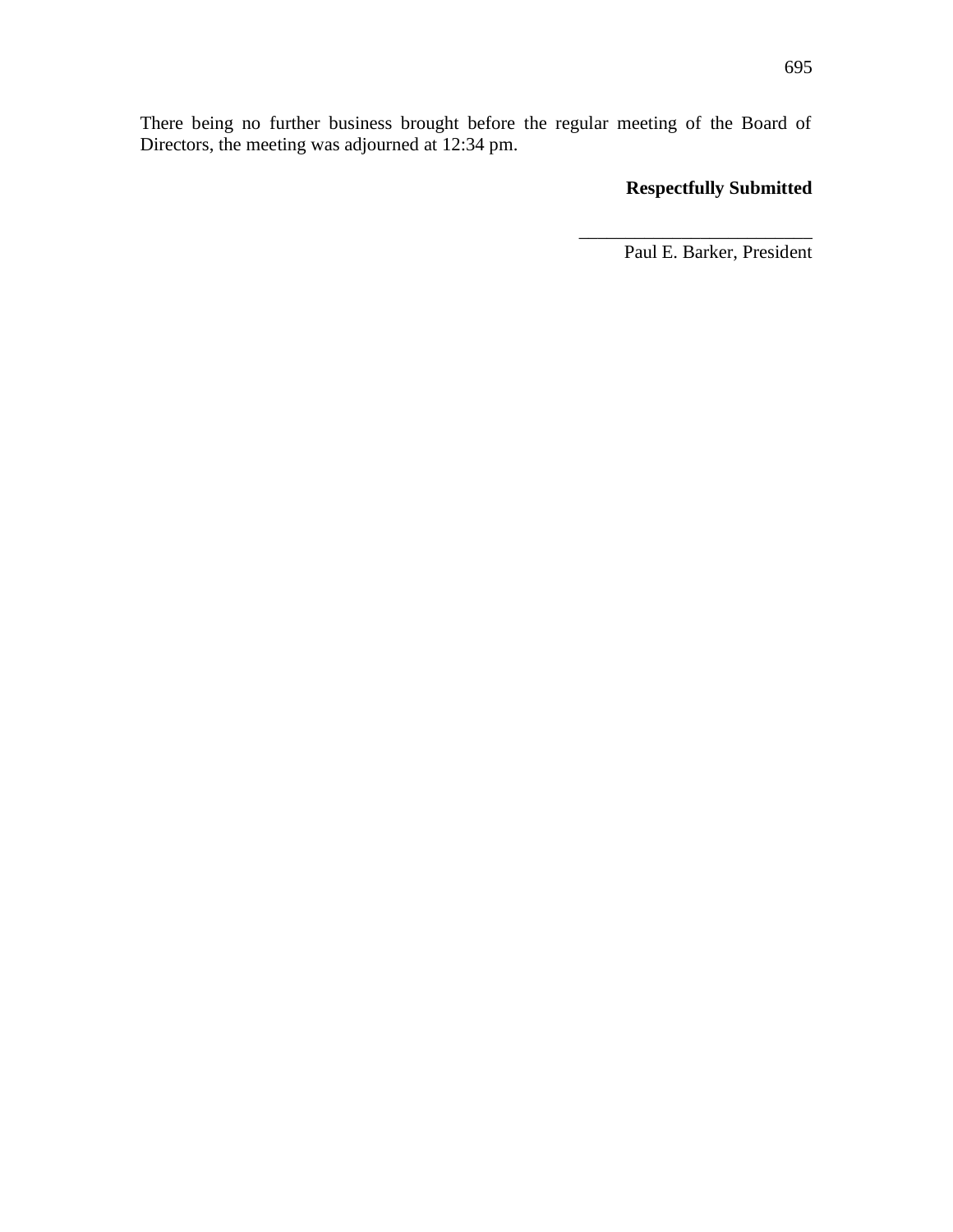There being no further business brought before the regular meeting of the Board of Directors, the meeting was adjourned at 12:34 pm.

**Respectfully Submitted**

\_\_\_\_\_\_\_\_\_\_\_\_\_\_\_\_\_\_\_\_\_\_\_\_\_\_

Paul E. Barker, President